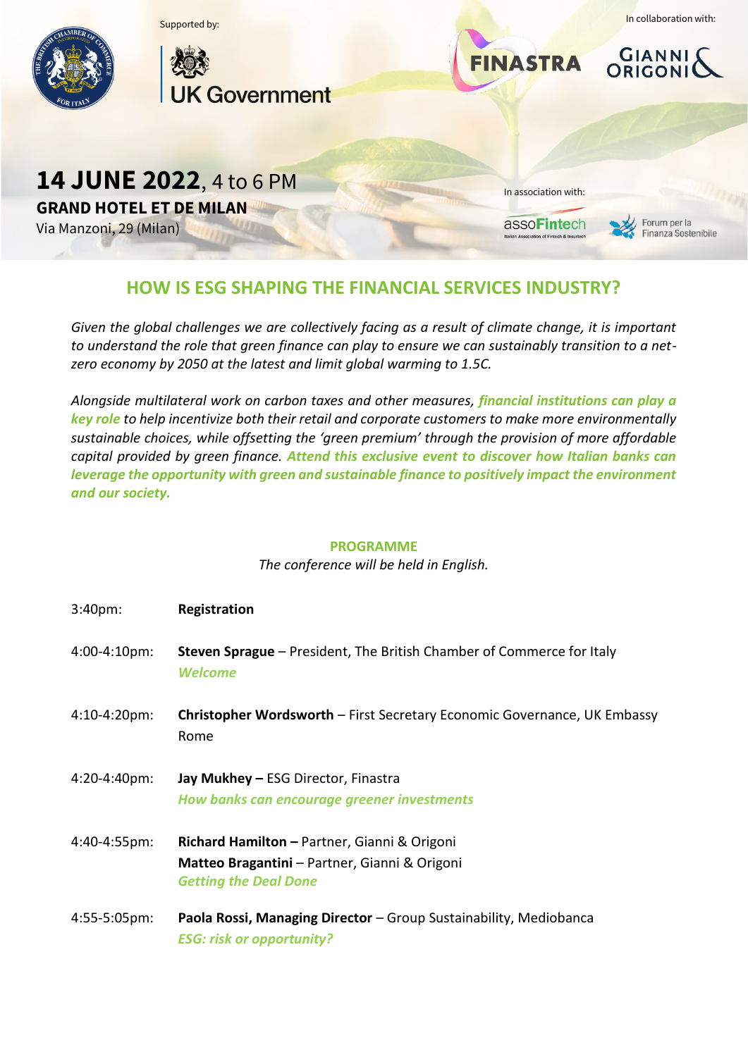Supported by:

UK Government

In collaboration with:

FINASTRA

GIANNI & ORIGONI

**14 JUNE 2022**, 4 to 6 PM

**GRAND HOTEL ET DE MILAN**

Via Manzoni, 29 (Milan)

In association with:

assoFintech

Forum per la Finanza Sostenibile

## HOW IS ESG SHAPING THE FINANCIAL SERVICES INDUSTRY?

*Given the global challenges we are collectively facing as a result of climate change, it is important to understand the role that green finance can play to ensure we can sustainably transition to a net-zero economy by 2050 at the latest and limit global warming to 1.5C.*

*Alongside multilateral work on carbon taxes and other measures, **financial institutions can play a key role** to help incentivize both their retail and corporate customers to make more environmentally sustainable choices, while offsetting the 'green premium' through the provision of more affordable capital provided by green finance. **Attend this exclusive event to discover how Italian banks can leverage the opportunity with green and sustainable finance to positively impact the environment and our society.***

### PROGRAMME

*The conference will be held in English.*

3:40pm: **Registration**

4:00-4:10pm: **Steven Sprague** – President, The British Chamber of Commerce for Italy
***Welcome***

4:10-4:20pm: **Christopher Wordsworth** – First Secretary Economic Governance, UK Embassy Rome

4:20-4:40pm: **Jay Mukhey –** ESG Director, Finastra
***How banks can encourage greener investments***

4:40-4:55pm: **Richard Hamilton –** Partner, Gianni & Origoni
**Matteo Bragantini** – Partner, Gianni & Origoni
***Getting the Deal Done***

4:55-5:05pm: **Paola Rossi, Managing Director** – Group Sustainability, Mediobanca
***ESG: risk or opportunity?***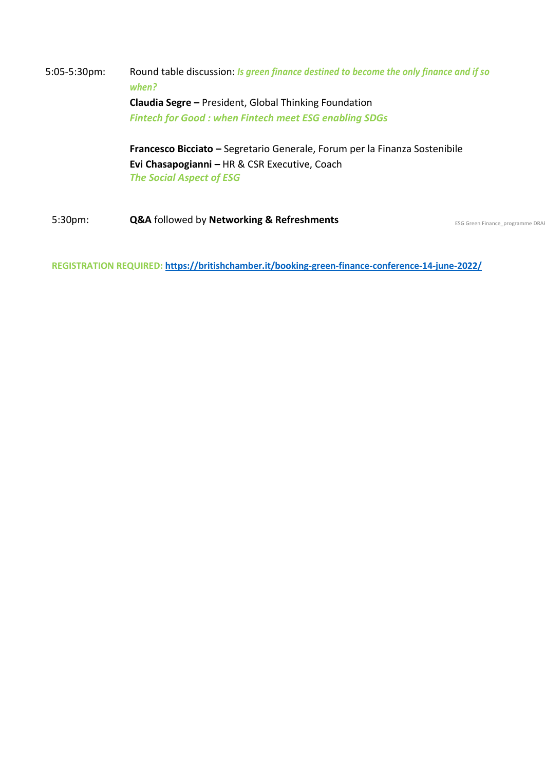5:05-5:30pm: Round table discussion: ***Is green finance destined to become the only finance and if so when?***

**Claudia Segre –** President, Global Thinking Foundation
***Fintech for Good : when Fintech meet ESG enabling SDGs***

**Francesco Bicciato –** Segretario Generale, Forum per la Finanza Sostenibile
**Evi Chasapogianni –** HR & CSR Executive, Coach
***The Social Aspect of ESG***

5:30pm: **Q&A** followed by **Networking & Refreshments**

**REGISTRATION REQUIRED:** **https://britishchamber.it/booking-green-finance-conference-14-june-2022/**